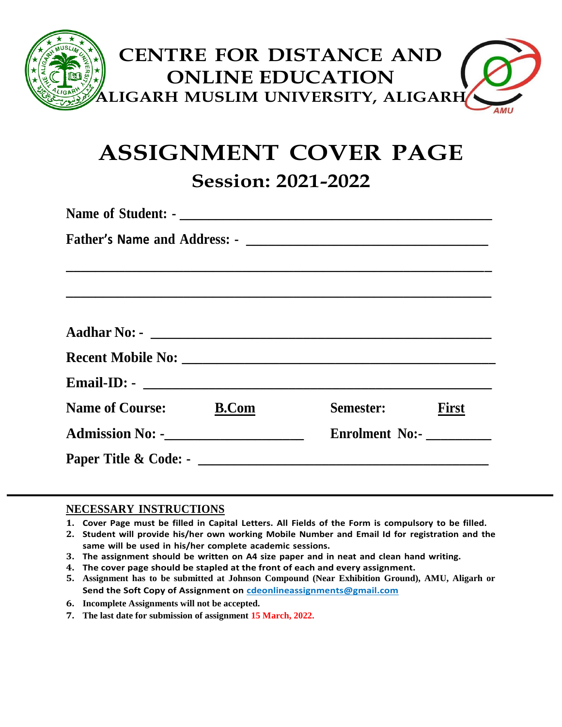# CENTRE FOR DISTANCE AND ONLINE EDUCATION

## ALIGARH MUSLIM UNIVERSITY, ALIGARH

# ASSIGNMENT COVER PAGE

## Session: 2021-2022

**Name of Student: -** ____________________________________________

**Father's Name and Address: -** ____________________________________

____________________________________________________________

____________________________________________________________

**Aadhar No: -** _______________________________________________

**Recent Mobile No:** ___________________________________________

**Email-ID: -** ________________________________________________

**Name of Course:** **B.Com** **Semester:** **First**

**Admission No: -**____________________ **Enrolment No:-** _________

**Paper Title & Code: -** _______________________________________

---

**NECESSARY INSTRUCTIONS**

1. **Cover Page must be filled in Capital Letters. All Fields of the Form is compulsory to be filled.**
2. **Student will provide his/her own working Mobile Number and Email Id for registration and the same will be used in his/her complete academic sessions.**
3. **The assignment should be written on A4 size paper and in neat and clean hand writing.**
4. **The cover page should be stapled at the front of each and every assignment.**
5. **Assignment has to be submitted at Johnson Compound (Near Exhibition Ground), AMU, Aligarh or Send the Soft Copy of Assignment on cdeonlineassignments@gmail.com**
6. **Incomplete Assignments will not be accepted.**
7. **The last date for submission of assignment 15 March, 2022.**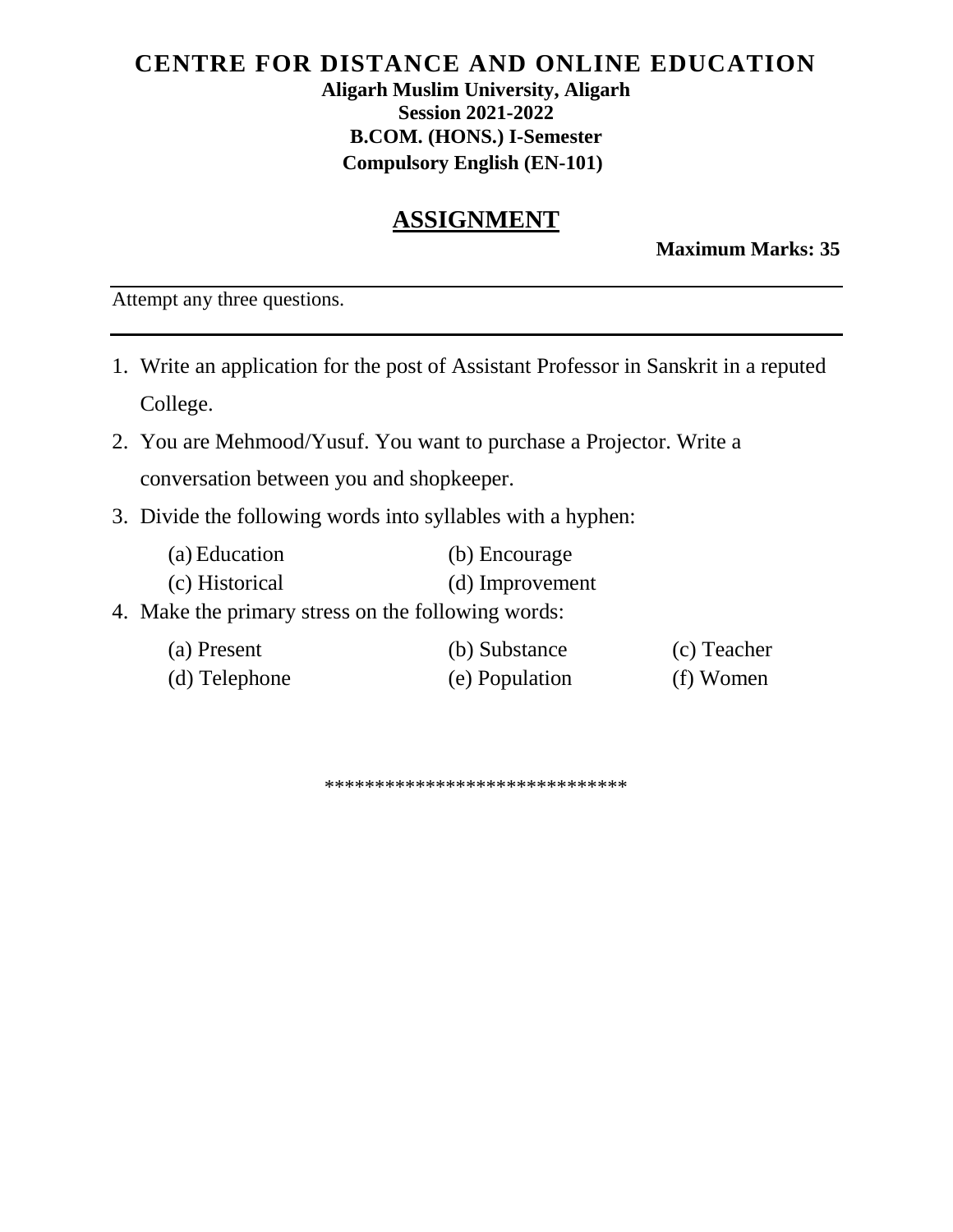# CENTRE FOR DISTANCE AND ONLINE EDUCATION

**Aligarh Muslim University, Aligarh**

**Session 2021-2022**

**B.COM. (HONS.) I-Semester**

**Compulsory English (EN-101)**

## ASSIGNMENT

**Maximum Marks: 35**

---

Attempt any three questions.

---

1. Write an application for the post of Assistant Professor in Sanskrit in a reputed College.
2. You are Mehmood/Yusuf. You want to purchase a Projector. Write a conversation between you and shopkeeper.
3. Divide the following words into syllables with a hyphen:

   (a) Education    (b) Encourage

   (c) Historical    (d) Improvement
4. Make the primary stress on the following words:

   (a) Present    (b) Substance    (c) Teacher

   (d) Telephone    (e) Population    (f) Women

*****************************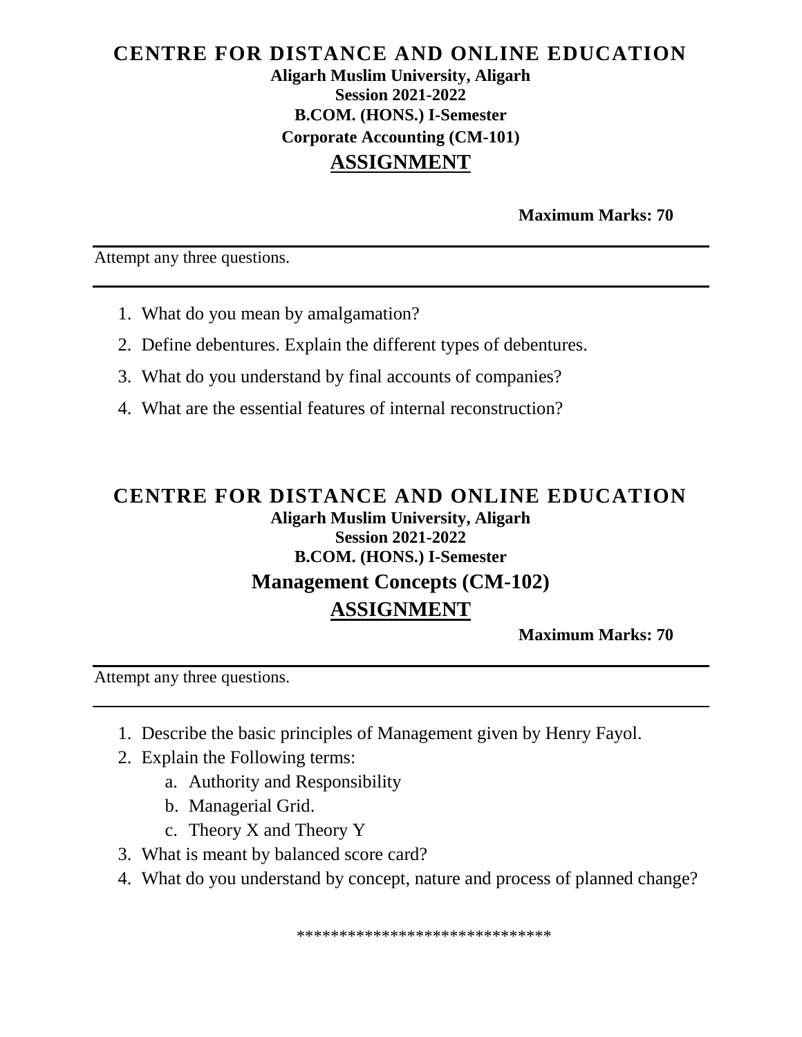# CENTRE FOR DISTANCE AND ONLINE EDUCATION

**Aligarh Muslim University, Aligarh**

**Session 2021-2022**

**B.COM. (HONS.) I-Semester**

**Corporate Accounting (CM-101)**

## ASSIGNMENT

**Maximum Marks: 70**

---

Attempt any three questions.

---

1. What do you mean by amalgamation?
2. Define debentures. Explain the different types of debentures.
3. What do you understand by final accounts of companies?
4. What are the essential features of internal reconstruction?

# CENTRE FOR DISTANCE AND ONLINE EDUCATION

**Aligarh Muslim University, Aligarh**

**Session 2021-2022**

**B.COM. (HONS.) I-Semester**

### Management Concepts (CM-102)

## ASSIGNMENT

**Maximum Marks: 70**

---

Attempt any three questions.

---

1. Describe the basic principles of Management given by Henry Fayol.
2. Explain the Following terms:
   a. Authority and Responsibility
   b. Managerial Grid.
   c. Theory X and Theory Y
3. What is meant by balanced score card?
4. What do you understand by concept, nature and process of planned change?

******************************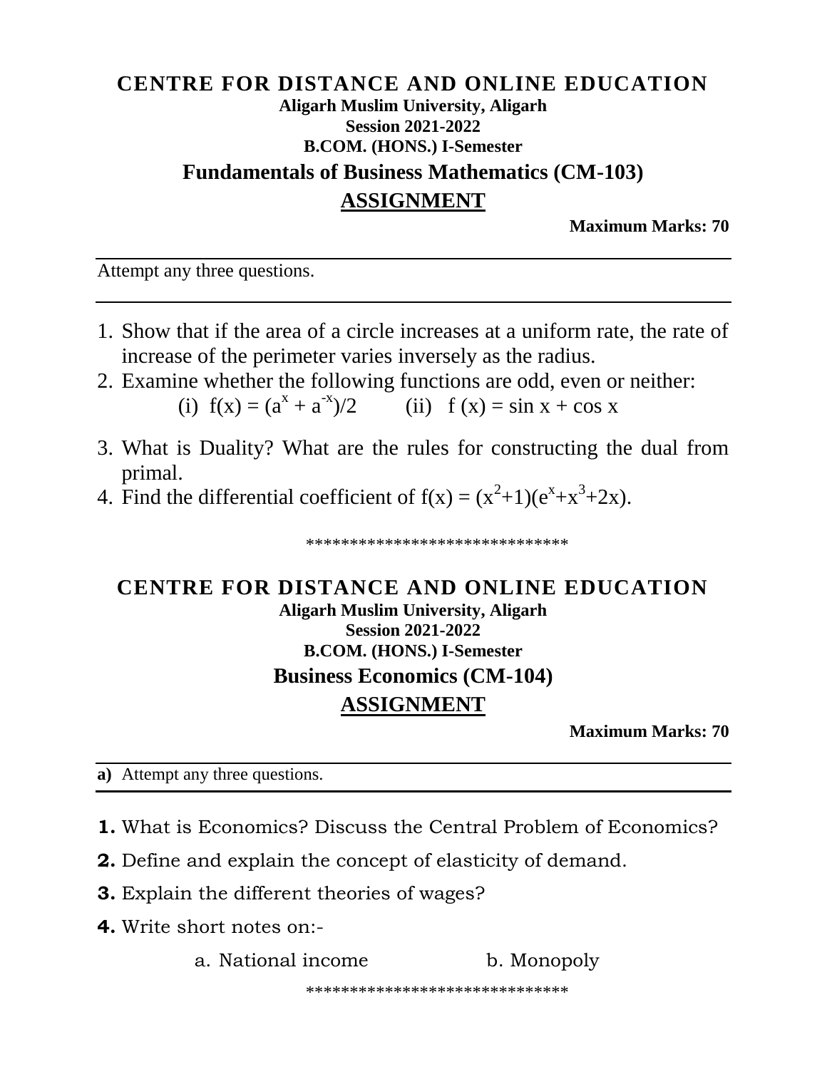# CENTRE FOR DISTANCE AND ONLINE EDUCATION

**Aligarh Muslim University, Aligarh**

**Session 2021-2022**

**B.COM. (HONS.) I-Semester**

## Fundamentals of Business Mathematics (CM-103)

## ASSIGNMENT

**Maximum Marks: 70**

---

Attempt any three questions.

---

1. Show that if the area of a circle increases at a uniform rate, the rate of increase of the perimeter varies inversely as the radius.
2. Examine whether the following functions are odd, even or neither:
   (i) $f(x) = (a^x + a^{-x})/2$ (ii) $f(x) = \sin x + \cos x$
3. What is Duality? What are the rules for constructing the dual from primal.
4. Find the differential coefficient of $f(x) = (x^2+1)(e^x+x^3+2x)$.

******************************

# CENTRE FOR DISTANCE AND ONLINE EDUCATION

**Aligarh Muslim University, Aligarh**

**Session 2021-2022**

**B.COM. (HONS.) I-Semester**

## Business Economics (CM-104)

## ASSIGNMENT

**Maximum Marks: 70**

---

**a)** Attempt any three questions.

---

**1.** What is Economics? Discuss the Central Problem of Economics?

**2.** Define and explain the concept of elasticity of demand.

**3.** Explain the different theories of wages?

**4.** Write short notes on:-

a. National income b. Monopoly

******************************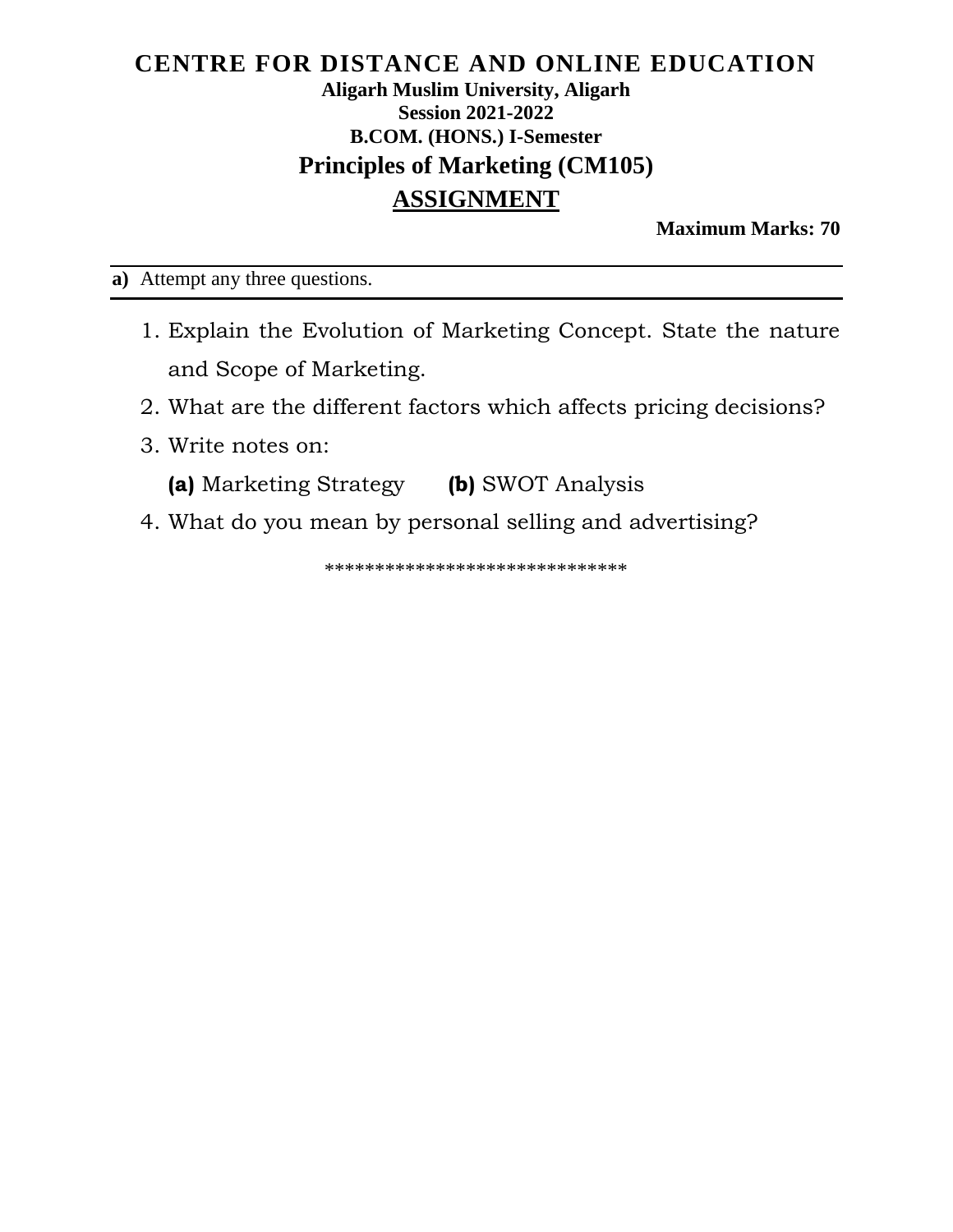# CENTRE FOR DISTANCE AND ONLINE EDUCATION

**Aligarh Muslim University, Aligarh**

**Session 2021-2022**

**B.COM. (HONS.) I-Semester**

## Principles of Marketing (CM105)

## ASSIGNMENT

**Maximum Marks: 70**

---

**a)** Attempt any three questions.

---

1. Explain the Evolution of Marketing Concept. State the nature and Scope of Marketing.
2. What are the different factors which affects pricing decisions?
3. Write notes on:

   **(a)** Marketing Strategy **(b)** SWOT Analysis
4. What do you mean by personal selling and advertising?

******************************